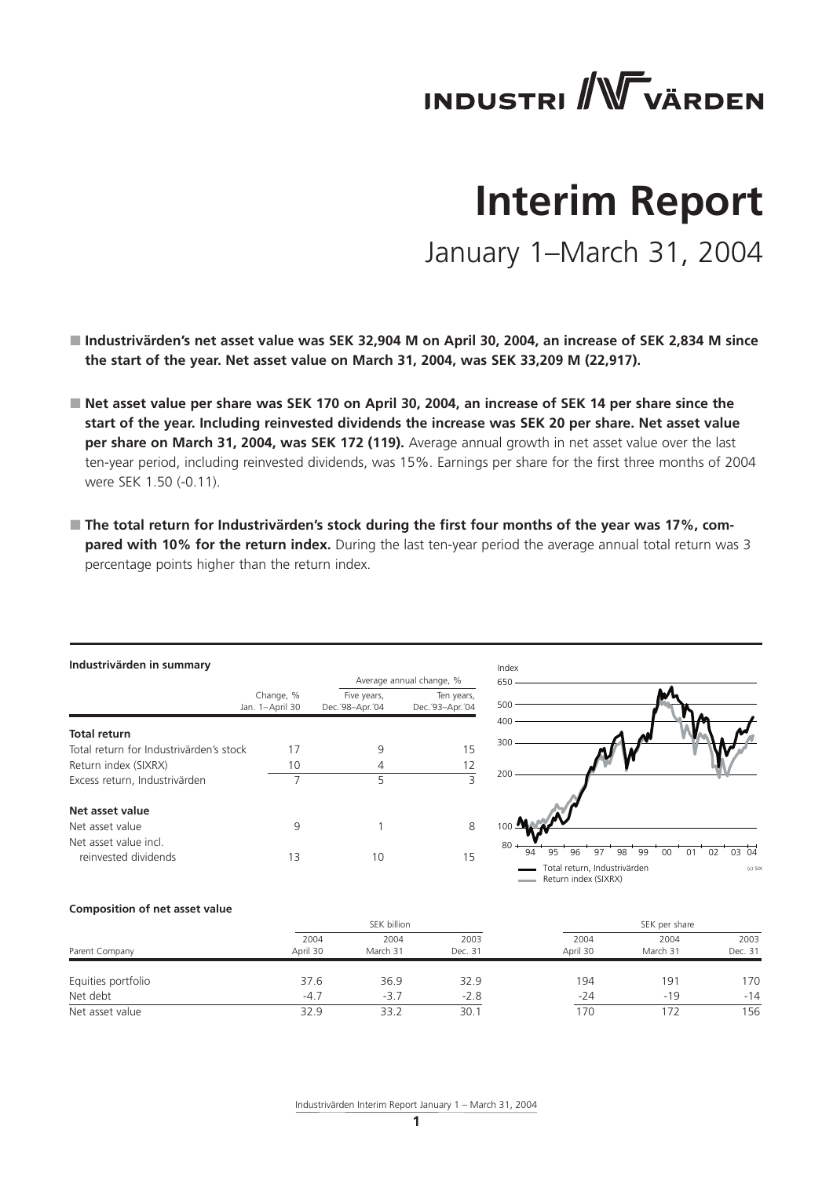# Interim Report

## January 1–March 31, 2004

- **Industrivärden's net asset value was SEK 32,904 M on April 30, 2004, an increase of SEK 2,834 M since the start of the year. Net asset value on March 31, 2004, was SEK 33,209 M (22,917).**

- **Net asset value per share was SEK 170 on April 30, 2004, an increase of SEK 14 per share since the start of the year. Including reinvested dividends the increase was SEK 20 per share. Net asset value per share on March 31, 2004, was SEK 172 (119).** Average annual growth in net asset value over the last ten-year period, including reinvested dividends, was 15%. Earnings per share for the first three months of 2004 were SEK 1.50 (-0.11).

- **The total return for Industrivärden's stock during the first four months of the year was 17%, compared with 10% for the return index.** During the last ten-year period the average annual total return was 3 percentage points higher than the return index.

**Industrivärden in summary**

| | Change, % Jan. 1–April 30 | Average annual change, % Five years, Dec.'98–Apr.'04 | Ten years, Dec.'93–Apr.'04 |
|---|---|---|---|
| **Total return** | | | |
| Total return for Industrivärden's stock | 17 | 9 | 15 |
| Return index (SIXRX) | 10 | 4 | 12 |
| Excess return, Industrivärden | 7 | 5 | 3 |
| **Net asset value** | | | |
| Net asset value | 9 | 1 | 8 |
| Net asset value incl. reinvested dividends | 13 | 10 | 15 |

**Composition of net asset value**

| | SEK billion | | | SEK per share | | |
|---|---|---|---|---|---|---|
| Parent Company | 2004 April 30 | 2004 March 31 | 2003 Dec. 31 | 2004 April 30 | 2004 March 31 | 2003 Dec. 31 |
| Equities portfolio | 37.6 | 36.9 | 32.9 | 194 | 191 | 170 |
| Net debt | -4.7 | -3.7 | -2.8 | -24 | -19 | -14 |
| Net asset value | 32.9 | 33.2 | 30.1 | 170 | 172 | 156 |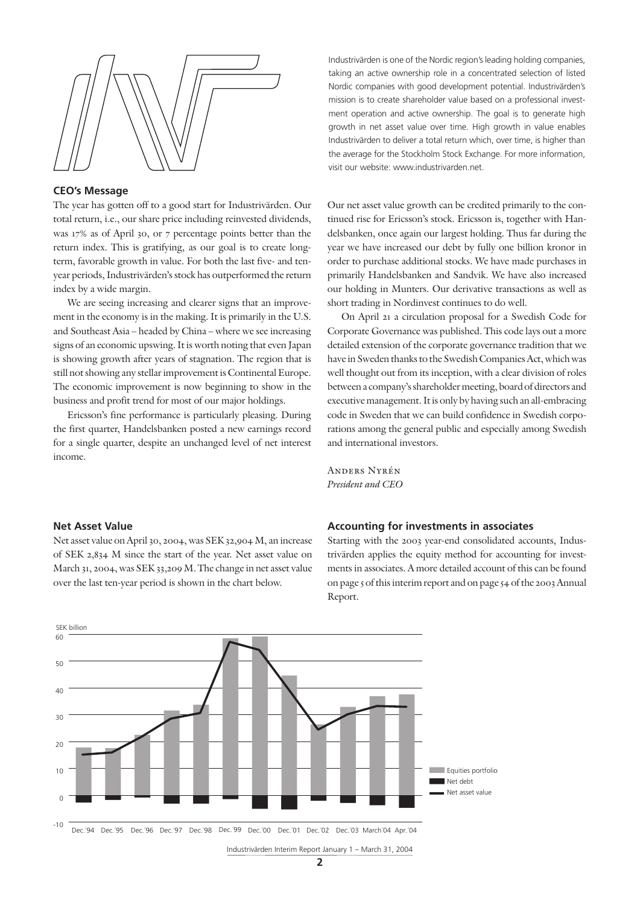Industrivärden is one of the Nordic region's leading holding companies, taking an active ownership role in a concentrated selection of listed Nordic companies with good development potential. Industrivärden's mission is to create shareholder value based on a professional investment operation and active ownership. The goal is to generate high growth in net asset value over time. High growth in value enables Industrivärden to deliver a total return which, over time, is higher than the average for the Stockholm Stock Exchange. For more information, visit our website: www.industrivarden.net.

## CEO's Message

The year has gotten off to a good start for Industrivärden. Our total return, i.e., our share price including reinvested dividends, was 17% as of April 30, or 7 percentage points better than the return index. This is gratifying, as our goal is to create long-term, favorable growth in value. For both the last five- and ten-year periods, Industrivärden's stock has outperformed the return index by a wide margin.

We are seeing increasing and clearer signs that an improvement in the economy is in the making. It is primarily in the U.S. and Southeast Asia – headed by China – where we see increasing signs of an economic upswing. It is worth noting that even Japan is showing growth after years of stagnation. The region that is still not showing any stellar improvement is Continental Europe. The economic improvement is now beginning to show in the business and profit trend for most of our major holdings.

Ericsson's fine performance is particularly pleasing. During the first quarter, Handelsbanken posted a new earnings record for a single quarter, despite an unchanged level of net interest income.

Our net asset value growth can be credited primarily to the continued rise for Ericsson's stock. Ericsson is, together with Handelsbanken, once again our largest holding. Thus far during the year we have increased our debt by fully one billion kronor in order to purchase additional stocks. We have made purchases in primarily Handelsbanken and Sandvik. We have also increased our holding in Munters. Our derivative transactions as well as short trading in Nordinvest continues to do well.

On April 21 a circulation proposal for a Swedish Code for Corporate Governance was published. This code lays out a more detailed extension of the corporate governance tradition that we have in Sweden thanks to the Swedish Companies Act, which was well thought out from its inception, with a clear division of roles between a company's shareholder meeting, board of directors and executive management. It is only by having such an all-embracing code in Sweden that we can build confidence in Swedish corporations among the general public and especially among Swedish and international investors.

Anders Nyrén
*President and CEO*

## Net Asset Value

Net asset value on April 30, 2004, was SEK 32,904 M, an increase of SEK 2,834 M since the start of the year. Net asset value on March 31, 2004, was SEK 33,209 M. The change in net asset value over the last ten-year period is shown in the chart below.

## Accounting for investments in associates

Starting with the 2003 year-end consolidated accounts, Industrivärden applies the equity method for accounting for investments in associates. A more detailed account of this can be found on page 5 of this interim report and on page 54 of the 2003 Annual Report.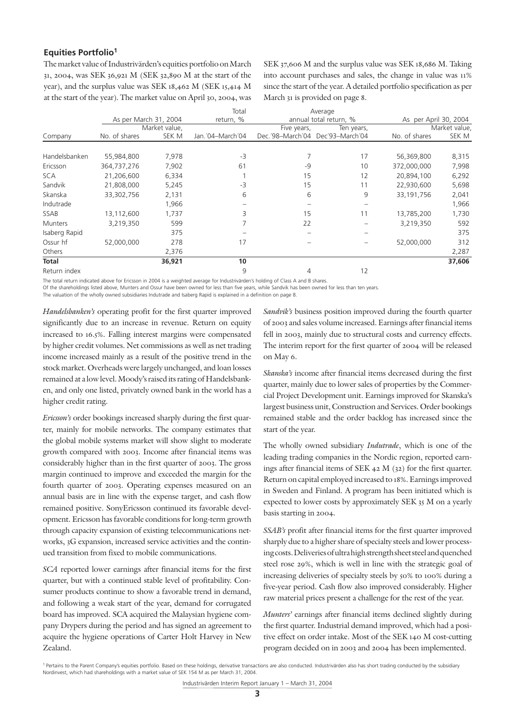## Equities Portfolio[1]

The market value of Industrivärden's equities portfolio on March 31, 2004, was SEK 36,921 M (SEK 32,890 M at the start of the year), and the surplus value was SEK 18,462 M (SEK 15,414 M at the start of the year). The market value on April 30, 2004, was SEK 37,606 M and the surplus value was SEK 18,686 M. Taking into account purchases and sales, the change in value was 11% since the start of the year. A detailed portfolio specification as per March 31 is provided on page 8.

| | As per March 31, 2004 | | Total return, % | Average annual total return, % | | As per April 30, 2004 | |
|---|---|---|---|---|---|---|---|
| Company | No. of shares | Market value, SEK M | Jan.'04–March'04 | Five years, Dec.'98–March'04 | Ten years, Dec'93–March'04 | No. of shares | Market value, SEK M |
| Handelsbanken | 55,984,800 | 7,978 | -3 | 7 | 17 | 56,369,800 | 8,315 |
| Ericsson | 364,737,276 | 7,902 | 61 | -9 | 10 | 372,000,000 | 7,998 |
| SCA | 21,206,600 | 6,334 | 1 | 15 | 12 | 20,894,100 | 6,292 |
| Sandvik | 21,808,000 | 5,245 | -3 | 15 | 11 | 22,930,600 | 5,698 |
| Skanska | 33,302,756 | 2,131 | 6 | 6 | 9 | 33,191,756 | 2,041 |
| Indutrade | | 1,966 | – | – | – | | 1,966 |
| SSAB | 13,112,600 | 1,737 | 3 | 15 | 11 | 13,785,200 | 1,730 |
| Munters | 3,219,350 | 599 | 7 | 22 | – | 3,219,350 | 592 |
| Isaberg Rapid | | 375 | – | – | – | | 375 |
| Ossur hf | 52,000,000 | 278 | 17 | – | – | 52,000,000 | 312 |
| Others | | 2,376 | | | | | 2,287 |
| **Total** | | **36,921** | **10** | | | | **37,606** |
| Return index | | | 9 | 4 | 12 | | |

The total return indicated above for Ericsson in 2004 is a weighted average for Industrivärden's holding of Class A and B shares.
Of the shareholdings listed above, Munters and Ossur have been owned for less than five years, while Sandvik has been owned for less than ten years.
The valuation of the wholly owned subsidiaries Indutrade and Isaberg Rapid is explained in a definition on page 8.

*Handelsbanken's* operating profit for the first quarter improved significantly due to an increase in revenue. Return on equity increased to 16.5%. Falling interest margins were compensated by higher credit volumes. Net commissions as well as net trading income increased mainly as a result of the positive trend in the stock market. Overheads were largely unchanged, and loan losses remained at a low level. Moody's raised its rating of Handelsbanken, and only one listed, privately owned bank in the world has a higher credit rating.

*Ericsson's* order bookings increased sharply during the first quarter, mainly for mobile networks. The company estimates that the global mobile systems market will show slight to moderate growth compared with 2003. Income after financial items was considerably higher than in the first quarter of 2003. The gross margin continued to improve and exceeded the margin for the fourth quarter of 2003. Operating expenses measured on an annual basis are in line with the expense target, and cash flow remained positive. SonyEricsson continued its favorable development. Ericsson has favorable conditions for long-term growth through capacity expansion of existing telecommunications networks, 3G expansion, increased service activities and the continued transition from fixed to mobile communications.

*SCA* reported lower earnings after financial items for the first quarter, but with a continued stable level of profitability. Consumer products continue to show a favorable trend in demand, and following a weak start of the year, demand for corrugated board has improved. SCA acquired the Malaysian hygiene company Drypers during the period and has signed an agreement to acquire the hygiene operations of Carter Holt Harvey in New Zealand.

*Sandvik's* business position improved during the fourth quarter of 2003 and sales volume increased. Earnings after financial items fell in 2003, mainly due to structural costs and currency effects. The interim report for the first quarter of 2004 will be released on May 6.

*Skanska's* income after financial items decreased during the first quarter, mainly due to lower sales of properties by the Commercial Project Development unit. Earnings improved for Skanska's largest business unit, Construction and Services. Order bookings remained stable and the order backlog has increased since the start of the year.

The wholly owned subsidiary *Indutrade*, which is one of the leading trading companies in the Nordic region, reported earnings after financial items of SEK 42 M (32) for the first quarter. Return on capital employed increased to 18%. Earnings improved in Sweden and Finland. A program has been initiated which is expected to lower costs by approximately SEK 35 M on a yearly basis starting in 2004.

*SSAB's* profit after financial items for the first quarter improved sharply due to a higher share of specialty steels and lower processing costs. Deliveries of ultra high strength sheet steel and quenched steel rose 29%, which is well in line with the strategic goal of increasing deliveries of specialty steels by 50% to 100% during a five-year period. Cash flow also improved considerably. Higher raw material prices present a challenge for the rest of the year.

*Munters'* earnings after financial items declined slightly during the first quarter. Industrial demand improved, which had a positive effect on order intake. Most of the SEK 140 M cost-cutting program decided on in 2003 and 2004 has been implemented.

[1] Pertains to the Parent Company's equities portfolio. Based on these holdings, derivative transactions are also conducted. Industrivärden also has short trading conducted by the subsidiary Nordinvest, which had shareholdings with a market value of SEK 154 M as per March 31, 2004.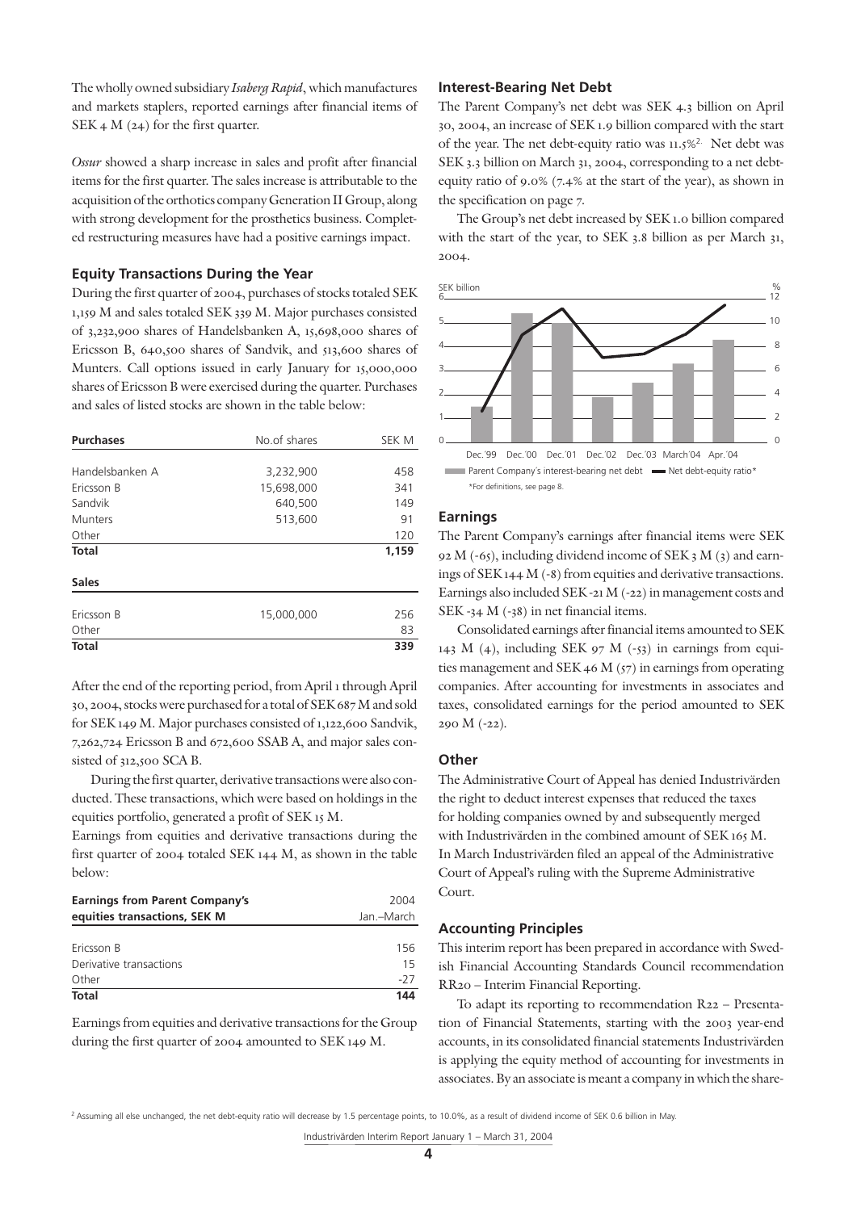The wholly owned subsidiary *Isaberg Rapid*, which manufactures and markets staplers, reported earnings after financial items of SEK 4 M (24) for the first quarter.

*Ossur* showed a sharp increase in sales and profit after financial items for the first quarter. The sales increase is attributable to the acquisition of the orthotics company Generation II Group, along with strong development for the prosthetics business. Completed restructuring measures have had a positive earnings impact.

### Equity Transactions During the Year

During the first quarter of 2004, purchases of stocks totaled SEK 1,159 M and sales totaled SEK 339 M. Major purchases consisted of 3,232,900 shares of Handelsbanken A, 15,698,000 shares of Ericsson B, 640,500 shares of Sandvik, and 513,600 shares of Munters. Call options issued in early January for 15,000,000 shares of Ericsson B were exercised during the quarter. Purchases and sales of listed stocks are shown in the table below:

| **Purchases** | No.of shares | SEK M |
|---|---|---|
| Handelsbanken A | 3,232,900 | 458 |
| Ericsson B | 15,698,000 | 341 |
| Sandvik | 640,500 | 149 |
| Munters | 513,600 | 91 |
| Other | | 120 |
| **Total** | | **1,159** |
| **Sales** | | |
| Ericsson B | 15,000,000 | 256 |
| Other | | 83 |
| **Total** | | **339** |

After the end of the reporting period, from April 1 through April 30, 2004, stocks were purchased for a total of SEK 687 M and sold for SEK 149 M. Major purchases consisted of 1,122,600 Sandvik, 7,262,724 Ericsson B and 672,600 SSAB A, and major sales consisted of 312,500 SCA B.

During the first quarter, derivative transactions were also conducted. These transactions, which were based on holdings in the equities portfolio, generated a profit of SEK 15 M.

Earnings from equities and derivative transactions during the first quarter of 2004 totaled SEK 144 M, as shown in the table below:

| **Earnings from Parent Company's equities transactions, SEK M** | 2004 Jan.–March |
|---|---|
| Ericsson B | 156 |
| Derivative transactions | 15 |
| Other | -27 |
| **Total** | **144** |

Earnings from equities and derivative transactions for the Group during the first quarter of 2004 amounted to SEK 149 M.

### Interest-Bearing Net Debt

The Parent Company's net debt was SEK 4.3 billion on April 30, 2004, an increase of SEK 1.9 billion compared with the start of the year. The net debt-equity ratio was 11.5%[2]. Net debt was SEK 3.3 billion on March 31, 2004, corresponding to a net debt-equity ratio of 9.0% (7.4% at the start of the year), as shown in the specification on page 7.

The Group's net debt increased by SEK 1.0 billion compared with the start of the year, to SEK 3.8 billion as per March 31, 2004.

Parent Company's interest-bearing net debt — Net debt-equity ratio*

*For definitions, see page 8.

### Earnings

The Parent Company's earnings after financial items were SEK 92 M (-65), including dividend income of SEK 3 M (3) and earnings of SEK 144 M (-8) from equities and derivative transactions. Earnings also included SEK -21 M (-22) in management costs and SEK -34 M (-38) in net financial items.

Consolidated earnings after financial items amounted to SEK 143 M (4), including SEK 97 M (-53) in earnings from equities management and SEK 46 M (57) in earnings from operating companies. After accounting for investments in associates and taxes, consolidated earnings for the period amounted to SEK 290 M (-22).

### Other

The Administrative Court of Appeal has denied Industrivärden the right to deduct interest expenses that reduced the taxes for holding companies owned by and subsequently merged with Industrivärden in the combined amount of SEK 165 M. In March Industrivärden filed an appeal of the Administrative Court of Appeal's ruling with the Supreme Administrative Court.

### Accounting Principles

This interim report has been prepared in accordance with Swedish Financial Accounting Standards Council recommendation RR20 – Interim Financial Reporting.

To adapt its reporting to recommendation R22 – Presentation of Financial Statements, starting with the 2003 year-end accounts, in its consolidated financial statements Industrivärden is applying the equity method of accounting for investments in associates. By an associate is meant a company in which the share-

[2] Assuming all else unchanged, the net debt-equity ratio will decrease by 1.5 percentage points, to 10.0%, as a result of dividend income of SEK 0.6 billion in May.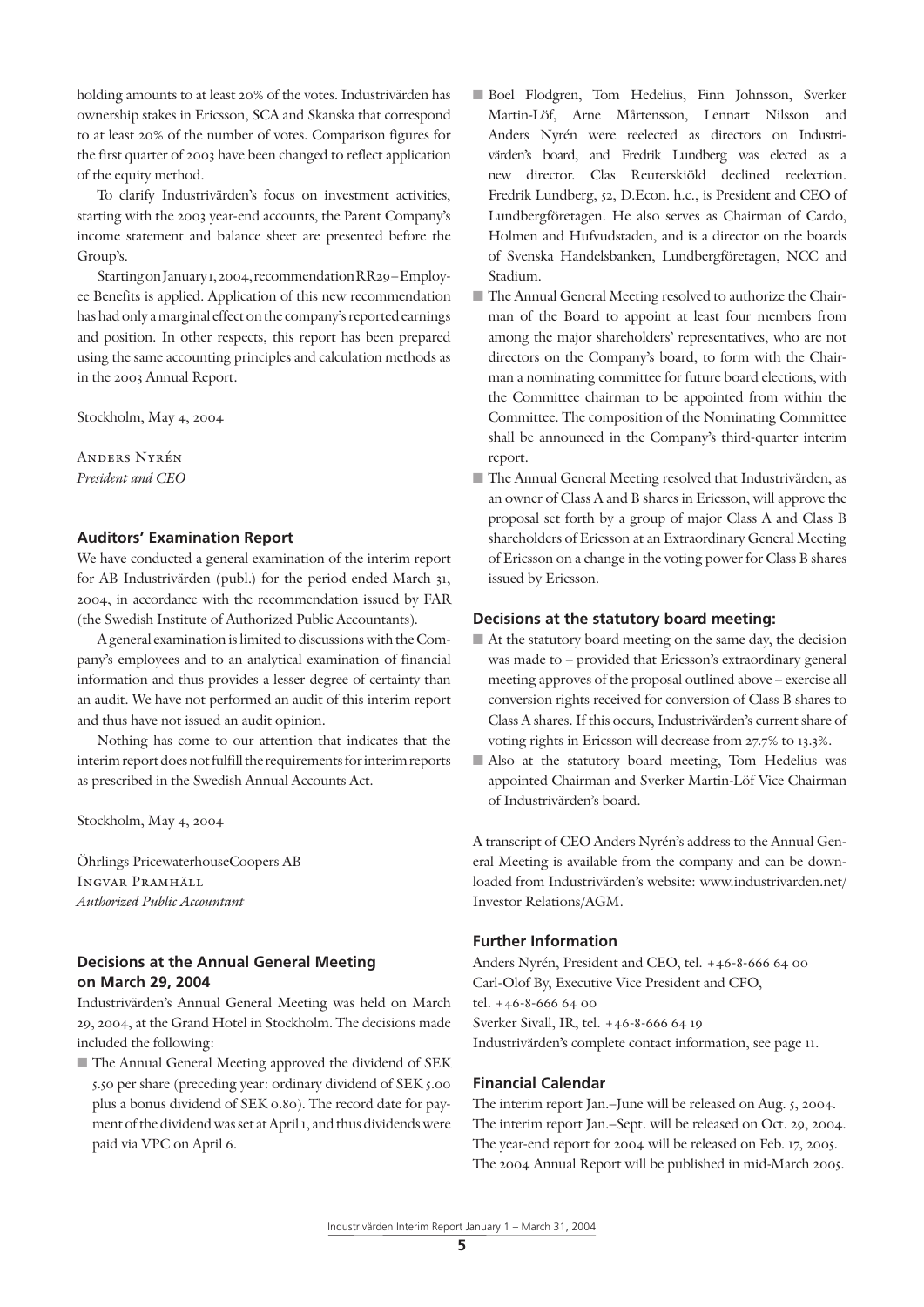holding amounts to at least 20% of the votes. Industrivärden has ownership stakes in Ericsson, SCA and Skanska that correspond to at least 20% of the number of votes. Comparison figures for the first quarter of 2003 have been changed to reflect application of the equity method.

To clarify Industrivärden's focus on investment activities, starting with the 2003 year-end accounts, the Parent Company's income statement and balance sheet are presented before the Group's.

Starting on January 1, 2004, recommendation RR29 – Employee Benefits is applied. Application of this new recommendation has had only a marginal effect on the company's reported earnings and position. In other respects, this report has been prepared using the same accounting principles and calculation methods as in the 2003 Annual Report.

Stockholm, May 4, 2004

Anders Nyrén
*President and CEO*

### Auditors' Examination Report

We have conducted a general examination of the interim report for AB Industrivärden (publ.) for the period ended March 31, 2004, in accordance with the recommendation issued by FAR (the Swedish Institute of Authorized Public Accountants).

A general examination is limited to discussions with the Company's employees and to an analytical examination of financial information and thus provides a lesser degree of certainty than an audit. We have not performed an audit of this interim report and thus have not issued an audit opinion.

Nothing has come to our attention that indicates that the interim report does not fulfill the requirements for interim reports as prescribed in the Swedish Annual Accounts Act.

Stockholm, May 4, 2004

Öhrlings PricewaterhouseCoopers AB
Ingvar Pramhäll
*Authorized Public Accountant*

### Decisions at the Annual General Meeting on March 29, 2004

Industrivärden's Annual General Meeting was held on March 29, 2004, at the Grand Hotel in Stockholm. The decisions made included the following:

- The Annual General Meeting approved the dividend of SEK 5.50 per share (preceding year: ordinary dividend of SEK 5.00 plus a bonus dividend of SEK 0.80). The record date for payment of the dividend was set at April 1, and thus dividends were paid via VPC on April 6.
- Boel Flodgren, Tom Hedelius, Finn Johnsson, Sverker Martin-Löf, Arne Mårtensson, Lennart Nilsson and Anders Nyrén were reelected as directors on Industrivärden's board, and Fredrik Lundberg was elected as a new director. Clas Reuterskiöld declined reelection. Fredrik Lundberg, 52, D.Econ. h.c., is President and CEO of Lundbergföretagen. He also serves as Chairman of Cardo, Holmen and Hufvudstaden, and is a director on the boards of Svenska Handelsbanken, Lundbergföretagen, NCC and Stadium.
- The Annual General Meeting resolved to authorize the Chairman of the Board to appoint at least four members from among the major shareholders' representatives, who are not directors on the Company's board, to form with the Chairman a nominating committee for future board elections, with the Committee chairman to be appointed from within the Committee. The composition of the Nominating Committee shall be announced in the Company's third-quarter interim report.
- The Annual General Meeting resolved that Industrivärden, as an owner of Class A and B shares in Ericsson, will approve the proposal set forth by a group of major Class A and Class B shareholders of Ericsson at an Extraordinary General Meeting of Ericsson on a change in the voting power for Class B shares issued by Ericsson.

### Decisions at the statutory board meeting:

- At the statutory board meeting on the same day, the decision was made to – provided that Ericsson's extraordinary general meeting approves of the proposal outlined above – exercise all conversion rights received for conversion of Class B shares to Class A shares. If this occurs, Industrivärden's current share of voting rights in Ericsson will decrease from 27.7% to 13.3%.
- Also at the statutory board meeting, Tom Hedelius was appointed Chairman and Sverker Martin-Löf Vice Chairman of Industrivärden's board.

A transcript of CEO Anders Nyrén's address to the Annual General Meeting is available from the company and can be downloaded from Industrivärden's website: www.industrivarden.net/Investor Relations/AGM.

### Further Information

Anders Nyrén, President and CEO, tel. +46-8-666 64 00
Carl-Olof By, Executive Vice President and CFO,
tel. +46-8-666 64 00
Sverker Sivall, IR, tel. +46-8-666 64 19
Industrivärden's complete contact information, see page 11.

### Financial Calendar

The interim report Jan.–June will be released on Aug. 5, 2004.
The interim report Jan.–Sept. will be released on Oct. 29, 2004.
The year-end report for 2004 will be released on Feb. 17, 2005.
The 2004 Annual Report will be published in mid-March 2005.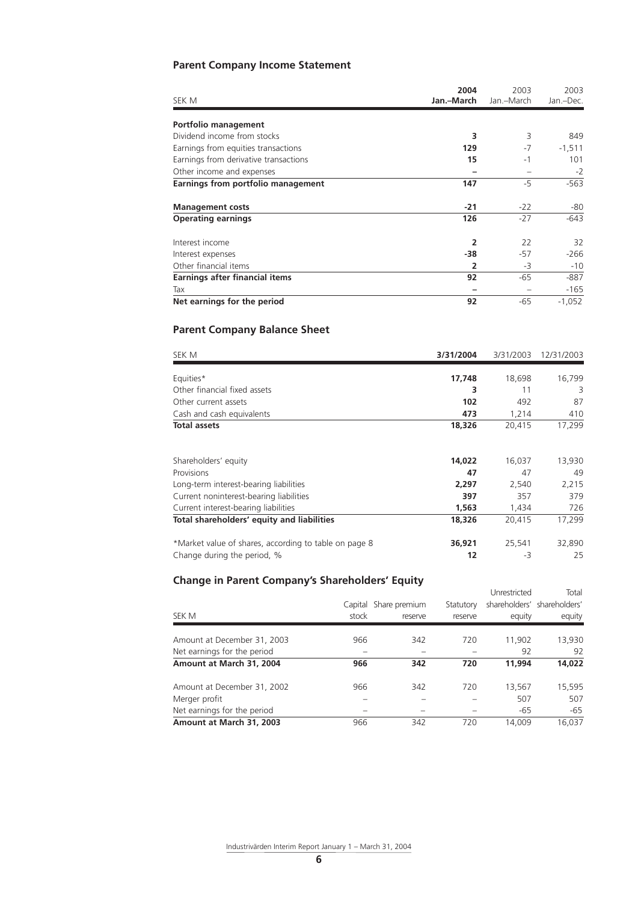## Parent Company Income Statement

| SEK M | 2004 Jan.–March | 2003 Jan.–March | 2003 Jan.–Dec. |
|---|---|---|---|
| **Portfolio management** | | | |
| Dividend income from stocks | **3** | 3 | 849 |
| Earnings from equities transactions | **129** | -7 | -1,511 |
| Earnings from derivative transactions | **15** | -1 | 101 |
| Other income and expenses | **–** | – | -2 |
| **Earnings from portfolio management** | **147** | -5 | -563 |
| **Management costs** | **-21** | -22 | -80 |
| **Operating earnings** | **126** | -27 | -643 |
| Interest income | **2** | 22 | 32 |
| Interest expenses | **-38** | -57 | -266 |
| Other financial items | **2** | -3 | -10 |
| **Earnings after financial items** | **92** | -65 | -887 |
| Tax | **–** | – | -165 |
| **Net earnings for the period** | **92** | -65 | -1,052 |

## Parent Company Balance Sheet

| SEK M | 3/31/2004 | 3/31/2003 | 12/31/2003 |
|---|---|---|---|
| Equities* | **17,748** | 18,698 | 16,799 |
| Other financial fixed assets | **3** | 11 | 3 |
| Other current assets | **102** | 492 | 87 |
| Cash and cash equivalents | **473** | 1,214 | 410 |
| **Total assets** | **18,326** | 20,415 | 17,299 |
| Shareholders' equity | **14,022** | 16,037 | 13,930 |
| Provisions | **47** | 47 | 49 |
| Long-term interest-bearing liabilities | **2,297** | 2,540 | 2,215 |
| Current noninterest-bearing liabilities | **397** | 357 | 379 |
| Current interest-bearing liabilities | **1,563** | 1,434 | 726 |
| **Total shareholders' equity and liabilities** | **18,326** | 20,415 | 17,299 |
| *Market value of shares, according to table on page 8 | **36,921** | 25,541 | 32,890 |
| Change during the period, % | **12** | -3 | 25 |

## Change in Parent Company's Shareholders' Equity

| SEK M | Capital stock | Share premium reserve | Statutory reserve | Unrestricted shareholders' equity | Total shareholders' equity |
|---|---|---|---|---|---|
| Amount at December 31, 2003 | 966 | 342 | 720 | 11,902 | 13,930 |
| Net earnings for the period | – | – | – | 92 | 92 |
| **Amount at March 31, 2004** | **966** | **342** | **720** | **11,994** | **14,022** |
| Amount at December 31, 2002 | 966 | 342 | 720 | 13,567 | 15,595 |
| Merger profit | – | – | – | 507 | 507 |
| Net earnings for the period | – | – | – | -65 | -65 |
| **Amount at March 31, 2003** | 966 | 342 | 720 | 14,009 | 16,037 |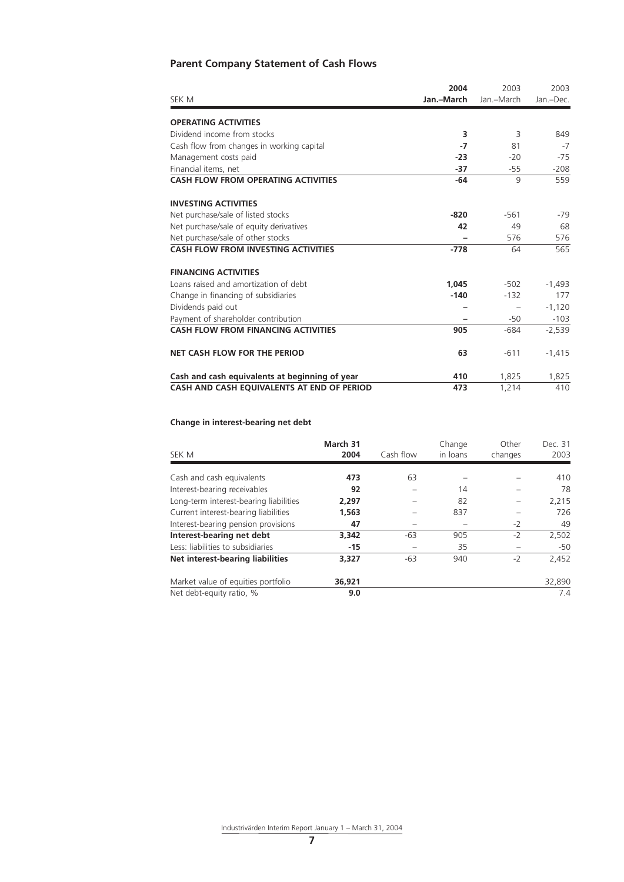## Parent Company Statement of Cash Flows

| SEK M | 2004 Jan.–March | 2003 Jan.–March | 2003 Jan.–Dec. |
|---|---|---|---|
| **OPERATING ACTIVITIES** | | | |
| Dividend income from stocks | **3** | 3 | 849 |
| Cash flow from changes in working capital | **-7** | 81 | -7 |
| Management costs paid | **-23** | -20 | -75 |
| Financial items, net | **-37** | -55 | -208 |
| **CASH FLOW FROM OPERATING ACTIVITIES** | **-64** | 9 | 559 |
| **INVESTING ACTIVITIES** | | | |
| Net purchase/sale of listed stocks | **-820** | -561 | -79 |
| Net purchase/sale of equity derivatives | **42** | 49 | 68 |
| Net purchase/sale of other stocks | **–** | 576 | 576 |
| **CASH FLOW FROM INVESTING ACTIVITIES** | **-778** | 64 | 565 |
| **FINANCING ACTIVITIES** | | | |
| Loans raised and amortization of debt | **1,045** | -502 | -1,493 |
| Change in financing of subsidiaries | **-140** | -132 | 177 |
| Dividends paid out | **–** | – | -1,120 |
| Payment of shareholder contribution | **–** | -50 | -103 |
| **CASH FLOW FROM FINANCING ACTIVITIES** | **905** | -684 | -2,539 |
| **NET CASH FLOW FOR THE PERIOD** | **63** | -611 | -1,415 |
| **Cash and cash equivalents at beginning of year** | **410** | 1,825 | 1,825 |
| **CASH AND CASH EQUIVALENTS AT END OF PERIOD** | **473** | 1,214 | 410 |

### Change in interest-bearing net debt

| SEK M | March 31 2004 | Cash flow | Change in loans | Other changes | Dec. 31 2003 |
|---|---|---|---|---|---|
| Cash and cash equivalents | **473** | 63 | – | – | 410 |
| Interest-bearing receivables | **92** | – | 14 | – | 78 |
| Long-term interest-bearing liabilities | **2,297** | – | 82 | – | 2,215 |
| Current interest-bearing liabilities | **1,563** | – | 837 | – | 726 |
| Interest-bearing pension provisions | **47** | – | – | -2 | 49 |
| **Interest-bearing net debt** | **3,342** | -63 | 905 | -2 | 2,502 |
| Less: liabilities to subsidiaries | **-15** | – | 35 | – | -50 |
| **Net interest-bearing liabilities** | **3,327** | -63 | 940 | -2 | 2,452 |
| Market value of equities portfolio | **36,921** | | | | 32,890 |
| Net debt-equity ratio, % | **9.0** | | | | 7.4 |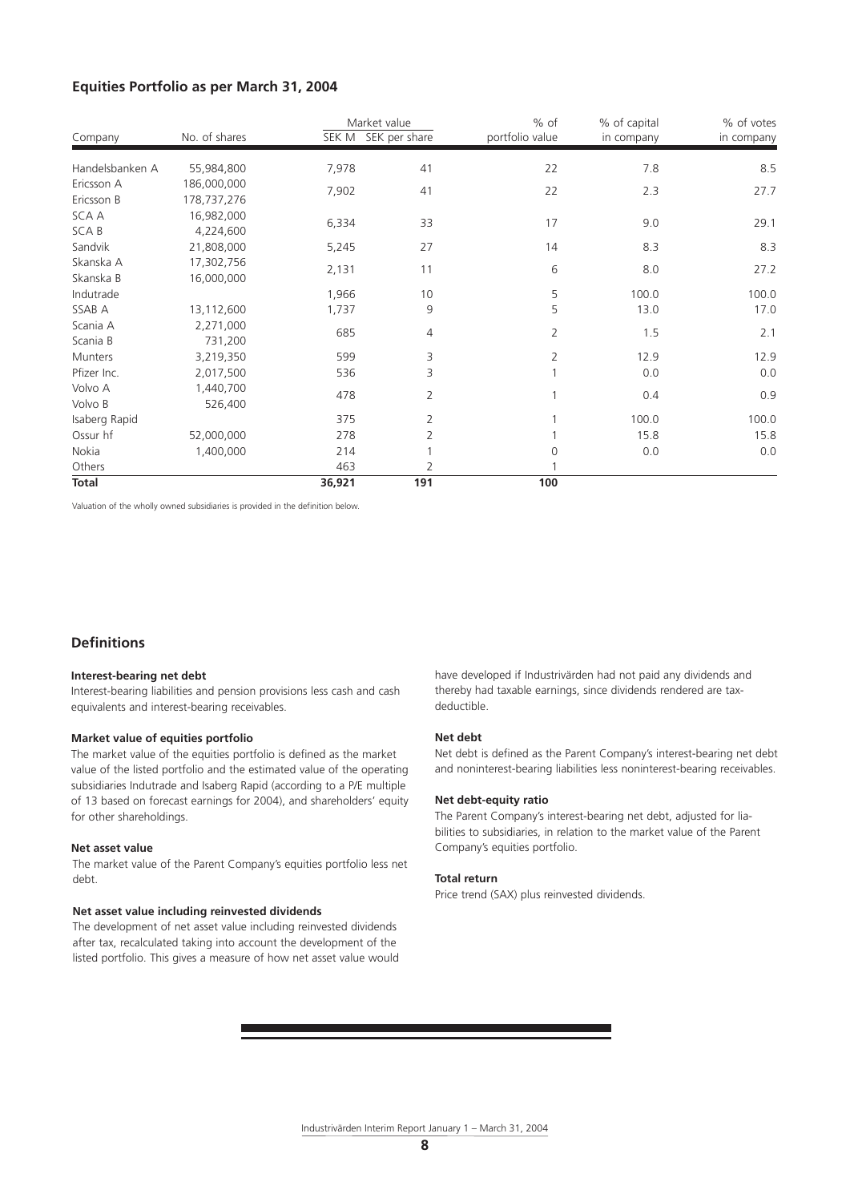## Equities Portfolio as per March 31, 2004

| Company | No. of shares | Market value | | % of portfolio value | % of capital in company | % of votes in company |
|---|---|---|---|---|---|---|
| | | SEK M | SEK per share | | | |
| Handelsbanken A | 55,984,800 | 7,978 | 41 | 22 | 7.8 | 8.5 |
| Ericsson A | 186,000,000 | 7,902 | 41 | 22 | 2.3 | 27.7 |
| Ericsson B | 178,737,276 | | | | | |
| SCA A | 16,982,000 | 6,334 | 33 | 17 | 9.0 | 29.1 |
| SCA B | 4,224,600 | | | | | |
| Sandvik | 21,808,000 | 5,245 | 27 | 14 | 8.3 | 8.3 |
| Skanska A | 17,302,756 | 2,131 | 11 | 6 | 8.0 | 27.2 |
| Skanska B | 16,000,000 | | | | | |
| Indutrade | | 1,966 | 10 | 5 | 100.0 | 100.0 |
| SSAB A | 13,112,600 | 1,737 | 9 | 5 | 13.0 | 17.0 |
| Scania A | 2,271,000 | 685 | 4 | 2 | 1.5 | 2.1 |
| Scania B | 731,200 | | | | | |
| Munters | 3,219,350 | 599 | 3 | 2 | 12.9 | 12.9 |
| Pfizer Inc. | 2,017,500 | 536 | 3 | 1 | 0.0 | 0.0 |
| Volvo A | 1,440,700 | 478 | 2 | 1 | 0.4 | 0.9 |
| Volvo B | 526,400 | | | | | |
| Isaberg Rapid | | 375 | 2 | 1 | 100.0 | 100.0 |
| Ossur hf | 52,000,000 | 278 | 2 | 1 | 15.8 | 15.8 |
| Nokia | 1,400,000 | 214 | 1 | 0 | 0.0 | 0.0 |
| Others | | 463 | 2 | 1 | | |
| **Total** | | **36,921** | **191** | **100** | | |

Valuation of the wholly owned subsidiaries is provided in the definition below.

## Definitions

**Interest-bearing net debt**

Interest-bearing liabilities and pension provisions less cash and cash equivalents and interest-bearing receivables.

**Market value of equities portfolio**

The market value of the equities portfolio is defined as the market value of the listed portfolio and the estimated value of the operating subsidiaries Indutrade and Isaberg Rapid (according to a P/E multiple of 13 based on forecast earnings for 2004), and shareholders' equity for other shareholdings.

**Net asset value**

The market value of the Parent Company's equities portfolio less net debt.

**Net asset value including reinvested dividends**

The development of net asset value including reinvested dividends after tax, recalculated taking into account the development of the listed portfolio. This gives a measure of how net asset value would have developed if Industrivärden had not paid any dividends and thereby had taxable earnings, since dividends rendered are tax-deductible.

**Net debt**

Net debt is defined as the Parent Company's interest-bearing net debt and noninterest-bearing liabilities less noninterest-bearing receivables.

**Net debt-equity ratio**

The Parent Company's interest-bearing net debt, adjusted for liabilities to subsidiaries, in relation to the market value of the Parent Company's equities portfolio.

**Total return**

Price trend (SAX) plus reinvested dividends.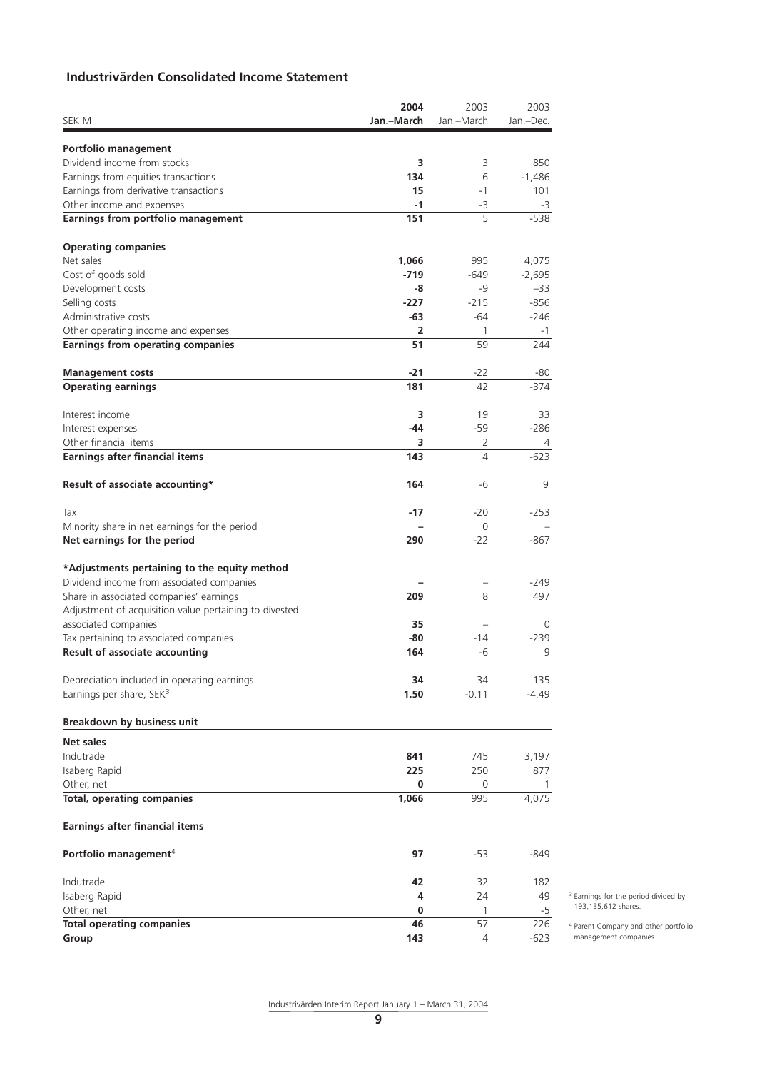## Industrivärden Consolidated Income Statement

| SEK M | 2004 Jan.–March | 2003 Jan.–March | 2003 Jan.–Dec. |
|---|---|---|---|
| **Portfolio management** | | | |
| Dividend income from stocks | **3** | 3 | 850 |
| Earnings from equities transactions | **134** | 6 | -1,486 |
| Earnings from derivative transactions | **15** | -1 | 101 |
| Other income and expenses | **-1** | -3 | -3 |
| **Earnings from portfolio management** | **151** | 5 | -538 |
| **Operating companies** | | | |
| Net sales | **1,066** | 995 | 4,075 |
| Cost of goods sold | **-719** | -649 | -2,695 |
| Development costs | **-8** | -9 | –33 |
| Selling costs | **-227** | -215 | -856 |
| Administrative costs | **-63** | -64 | -246 |
| Other operating income and expenses | **2** | 1 | -1 |
| **Earnings from operating companies** | **51** | 59 | 244 |
| **Management costs** | **-21** | -22 | -80 |
| **Operating earnings** | **181** | 42 | -374 |
| Interest income | **3** | 19 | 33 |
| Interest expenses | **-44** | -59 | -286 |
| Other financial items | **3** | 2 | 4 |
| **Earnings after financial items** | **143** | 4 | -623 |
| **Result of associate accounting*** | **164** | -6 | 9 |
| Tax | **-17** | -20 | -253 |
| Minority share in net earnings for the period | **–** | 0 | – |
| **Net earnings for the period** | **290** | -22 | -867 |
| ***Adjustments pertaining to the equity method** | | | |
| Dividend income from associated companies | **–** | – | -249 |
| Share in associated companies' earnings | **209** | 8 | 497 |
| Adjustment of acquisition value pertaining to divested associated companies | **35** | – | 0 |
| Tax pertaining to associated companies | **-80** | -14 | -239 |
| **Result of associate accounting** | **164** | -6 | 9 |
| Depreciation included in operating earnings | **34** | 34 | 135 |
| Earnings per share, SEK[3] | **1.50** | -0.11 | -4.49 |
| **Breakdown by business unit** | | | |
| **Net sales** | | | |
| Indutrade | **841** | 745 | 3,197 |
| Isaberg Rapid | **225** | 250 | 877 |
| Other, net | **0** | 0 | 1 |
| **Total, operating companies** | **1,066** | 995 | 4,075 |
| **Earnings after financial items** | | | |
| **Portfolio management**[4] | **97** | -53 | -849 |
| Indutrade | **42** | 32 | 182 |
| Isaberg Rapid | **4** | 24 | 49 |
| Other, net | **0** | 1 | -5 |
| **Total operating companies** | **46** | 57 | 226 |
| **Group** | **143** | 4 | -623 |

[3] Earnings for the period divided by 193,135,612 shares.

[4] Parent Company and other portfolio management companies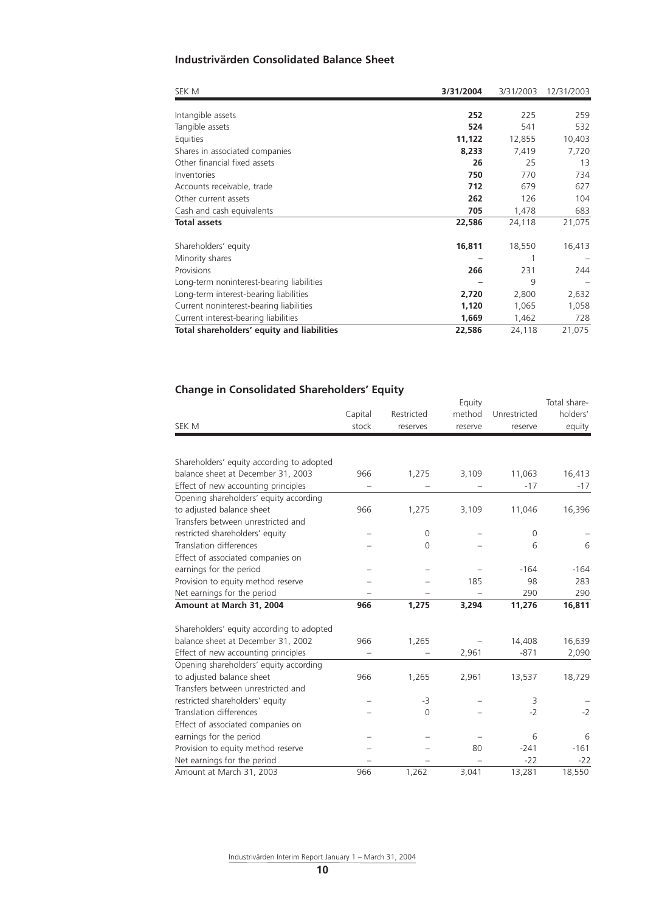## Industrivärden Consolidated Balance Sheet

| SEK M | **3/31/2004** | 3/31/2003 | 12/31/2003 |
|---|---|---|---|
| Intangible assets | **252** | 225 | 259 |
| Tangible assets | **524** | 541 | 532 |
| Equities | **11,122** | 12,855 | 10,403 |
| Shares in associated companies | **8,233** | 7,419 | 7,720 |
| Other financial fixed assets | **26** | 25 | 13 |
| Inventories | **750** | 770 | 734 |
| Accounts receivable, trade | **712** | 679 | 627 |
| Other current assets | **262** | 126 | 104 |
| Cash and cash equivalents | **705** | 1,478 | 683 |
| **Total assets** | **22,586** | 24,118 | 21,075 |
| Shareholders' equity | **16,811** | 18,550 | 16,413 |
| Minority shares | **–** | 1 | – |
| Provisions | **266** | 231 | 244 |
| Long-term noninterest-bearing liabilities | **–** | 9 | – |
| Long-term interest-bearing liabilities | **2,720** | 2,800 | 2,632 |
| Current noninterest-bearing liabilities | **1,120** | 1,065 | 1,058 |
| Current interest-bearing liabilities | **1,669** | 1,462 | 728 |
| **Total shareholders' equity and liabilities** | **22,586** | 24,118 | 21,075 |

## Change in Consolidated Shareholders' Equity

| SEK M | Capital stock | Restricted reserves | Equity method reserve | Unrestricted reserve | Total shareholders' equity |
|---|---|---|---|---|---|
| Shareholders' equity according to adopted balance sheet at December 31, 2003 | 966 | 1,275 | 3,109 | 11,063 | 16,413 |
| Effect of new accounting principles | – | – | – | -17 | -17 |
| Opening shareholders' equity according to adjusted balance sheet | 966 | 1,275 | 3,109 | 11,046 | 16,396 |
| Transfers between unrestricted and restricted shareholders' equity | – | 0 | – | 0 | – |
| Translation differences | – | 0 | – | 6 | 6 |
| Effect of associated companies on earnings for the period | – | – | – | -164 | -164 |
| Provision to equity method reserve | – | – | 185 | 98 | 283 |
| Net earnings for the period | – | – | – | 290 | 290 |
| **Amount at March 31, 2004** | **966** | **1,275** | **3,294** | **11,276** | **16,811** |
| Shareholders' equity according to adopted balance sheet at December 31, 2002 | 966 | 1,265 | – | 14,408 | 16,639 |
| Effect of new accounting principles | – | – | 2,961 | -871 | 2,090 |
| Opening shareholders' equity according to adjusted balance sheet | 966 | 1,265 | 2,961 | 13,537 | 18,729 |
| Transfers between unrestricted and restricted shareholders' equity | – | -3 | – | 3 | – |
| Translation differences | – | 0 | – | -2 | -2 |
| Effect of associated companies on earnings for the period | – | – | – | 6 | 6 |
| Provision to equity method reserve | – | – | 80 | -241 | -161 |
| Net earnings for the period | – | – | – | -22 | -22 |
| Amount at March 31, 2003 | 966 | 1,262 | 3,041 | 13,281 | 18,550 |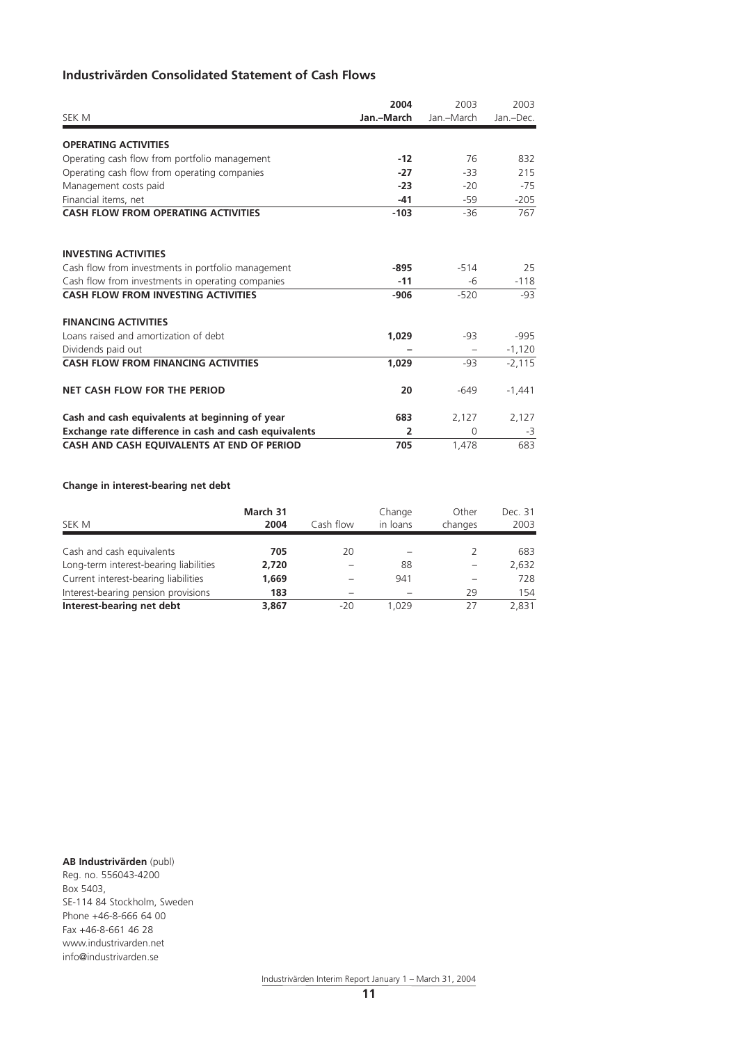## Industrivärden Consolidated Statement of Cash Flows

| SEK M | 2004 Jan.–March | 2003 Jan.–March | 2003 Jan.–Dec. |
|---|---|---|---|
| **OPERATING ACTIVITIES** | | | |
| Operating cash flow from portfolio management | **-12** | 76 | 832 |
| Operating cash flow from operating companies | **-27** | -33 | 215 |
| Management costs paid | **-23** | -20 | -75 |
| Financial items, net | **-41** | -59 | -205 |
| **CASH FLOW FROM OPERATING ACTIVITIES** | **-103** | -36 | 767 |
| | | | |
| **INVESTING ACTIVITIES** | | | |
| Cash flow from investments in portfolio management | **-895** | -514 | 25 |
| Cash flow from investments in operating companies | **-11** | -6 | -118 |
| **CASH FLOW FROM INVESTING ACTIVITIES** | **-906** | -520 | -93 |
| | | | |
| **FINANCING ACTIVITIES** | | | |
| Loans raised and amortization of debt | **1,029** | -93 | -995 |
| Dividends paid out | **–** | – | -1,120 |
| **CASH FLOW FROM FINANCING ACTIVITIES** | **1,029** | -93 | -2,115 |
| | | | |
| **NET CASH FLOW FOR THE PERIOD** | **20** | -649 | -1,441 |
| | | | |
| **Cash and cash equivalents at beginning of year** | **683** | 2,127 | 2,127 |
| **Exchange rate difference in cash and cash equivalents** | **2** | 0 | -3 |
| **CASH AND CASH EQUIVALENTS AT END OF PERIOD** | **705** | 1,478 | 683 |

### Change in interest-bearing net debt

| SEK M | March 31 2004 | Cash flow | Change in loans | Other changes | Dec. 31 2003 |
|---|---|---|---|---|---|
| Cash and cash equivalents | **705** | 20 | – | 2 | 683 |
| Long-term interest-bearing liabilities | **2,720** | – | 88 | – | 2,632 |
| Current interest-bearing liabilities | **1,669** | – | 941 | – | 728 |
| Interest-bearing pension provisions | **183** | – | – | 29 | 154 |
| **Interest-bearing net debt** | **3,867** | -20 | 1,029 | 27 | 2,831 |

**AB Industrivärden** (publ)
Reg. no. 556043-4200
Box 5403,
SE-114 84 Stockholm, Sweden
Phone +46-8-666 64 00
Fax +46-8-661 46 28
www.industrivarden.net
info@industrivarden.se